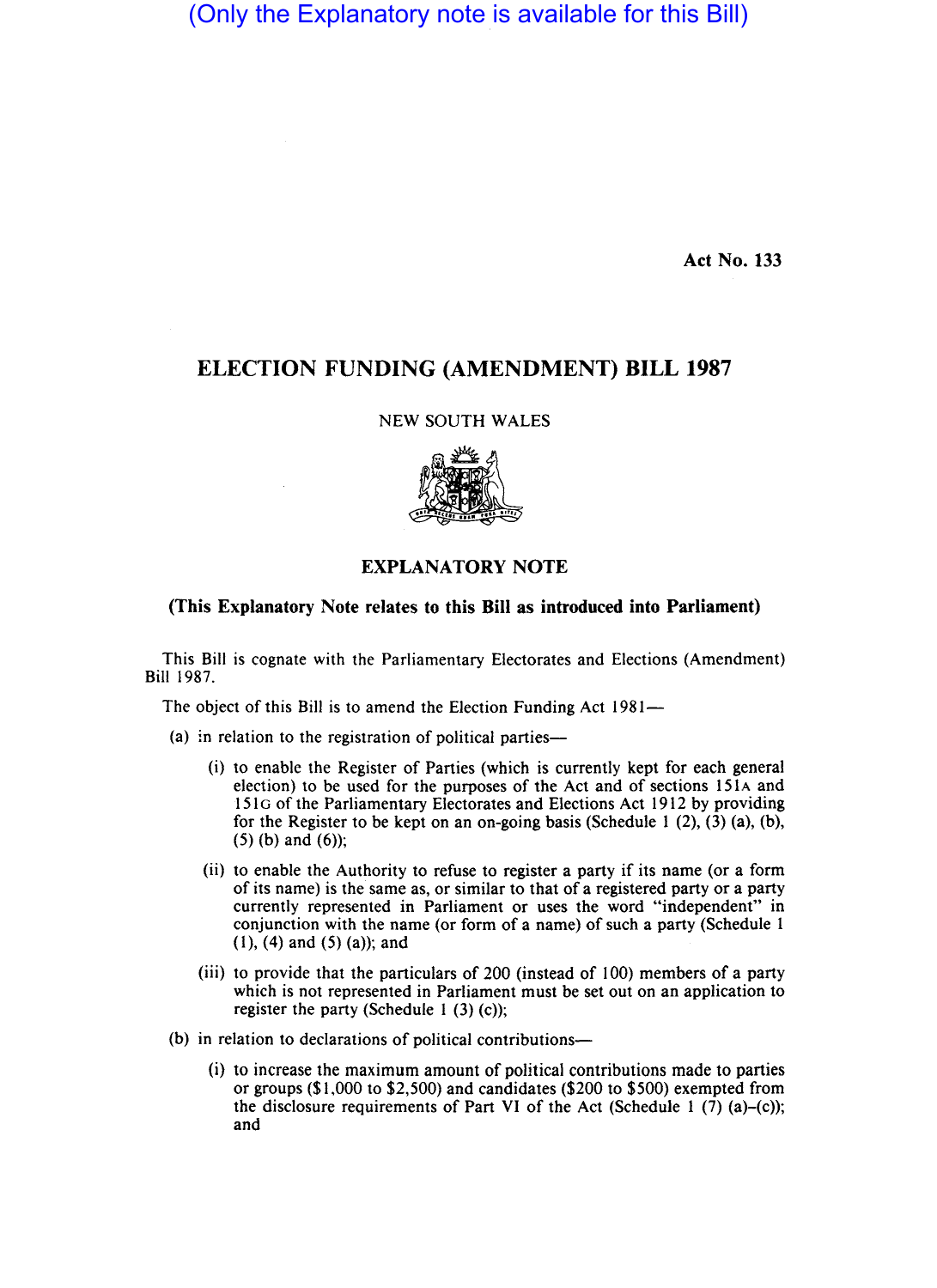(Only the Explanatory note is available for this Bill)

Act No. 133

# ELECTION FUNDING (AMENDMENT) BILL 1987

NEW SOUTH WALES

## EXPLANATORY NOTE

**(This Explanatory Note relates to this Bill as introduced into Parliament)**

This Bill is cognate with the Parliamentary Electorates and Elections (Amendment) Bill 1987.

The object of this Bill is to amend the Election Funding Act 1981—

(a) in relation to the registration of political parties—

- (i) to enable the Register of Parties (which is currently kept for each general election) to be used for the purposes of the Act and of sections 151A and 151G of the Parliamentary Electorates and Elections Act 1912 by providing for the Register to be kept on an on-going basis (Schedule 1 (2), (3) (a), (b), (5) (b) and (6));
- (ii) to enable the Authority to refuse to register a party if its name (or a form of its name) is the same as, or similar to that of a registered party or a party currently represented in Parliament or uses the word "independent" in conjunction with the name (or form of a name) of such a party (Schedule 1 (1), (4) and (5) (a)); and
- (iii) to provide that the particulars of 200 (instead of 100) members of a party which is not represented in Parliament must be set out on an application to register the party (Schedule 1 (3) (c));

(b) in relation to declarations of political contributions—

- (i) to increase the maximum amount of political contributions made to parties or groups ($1,000 to $2,500) and candidates ($200 to $500) exempted from the disclosure requirements of Part VI of the Act (Schedule 1 (7) (a)-(c)); and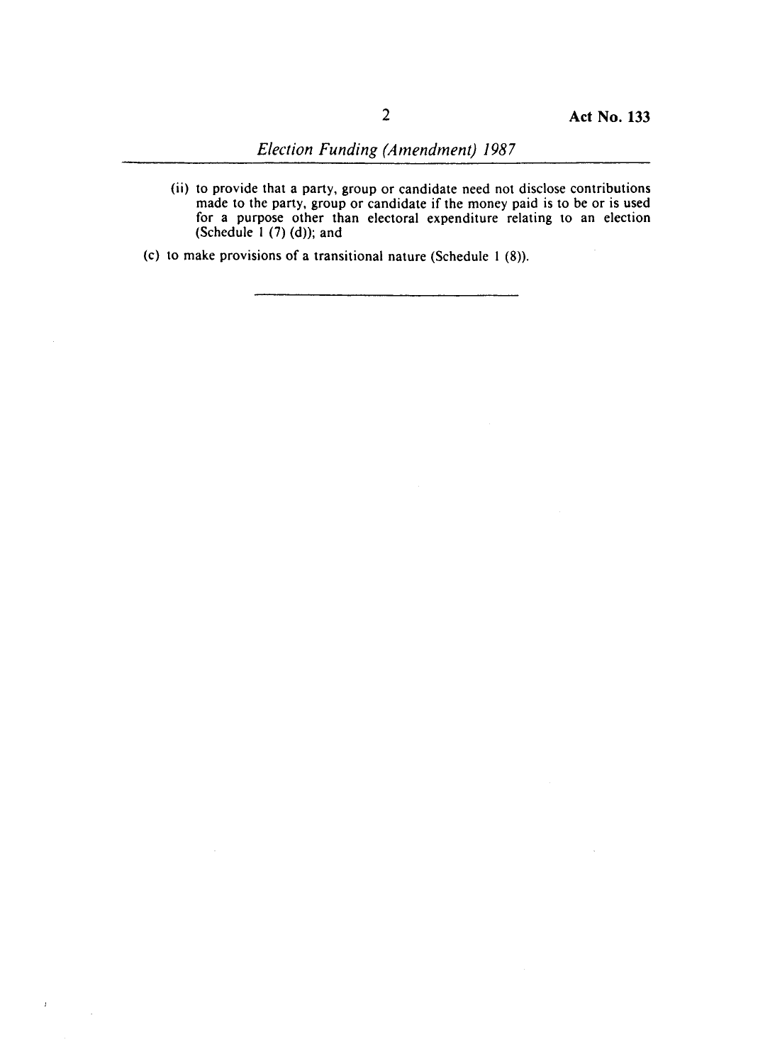(ii) to provide that a party, group or candidate need not disclose contributions made to the party, group or candidate if the money paid is to be or is used for a purpose other than electoral expenditure relating to an election (Schedule 1 (7) (d)); and

(c) to make provisions of a transitional nature (Schedule 1 (8)).